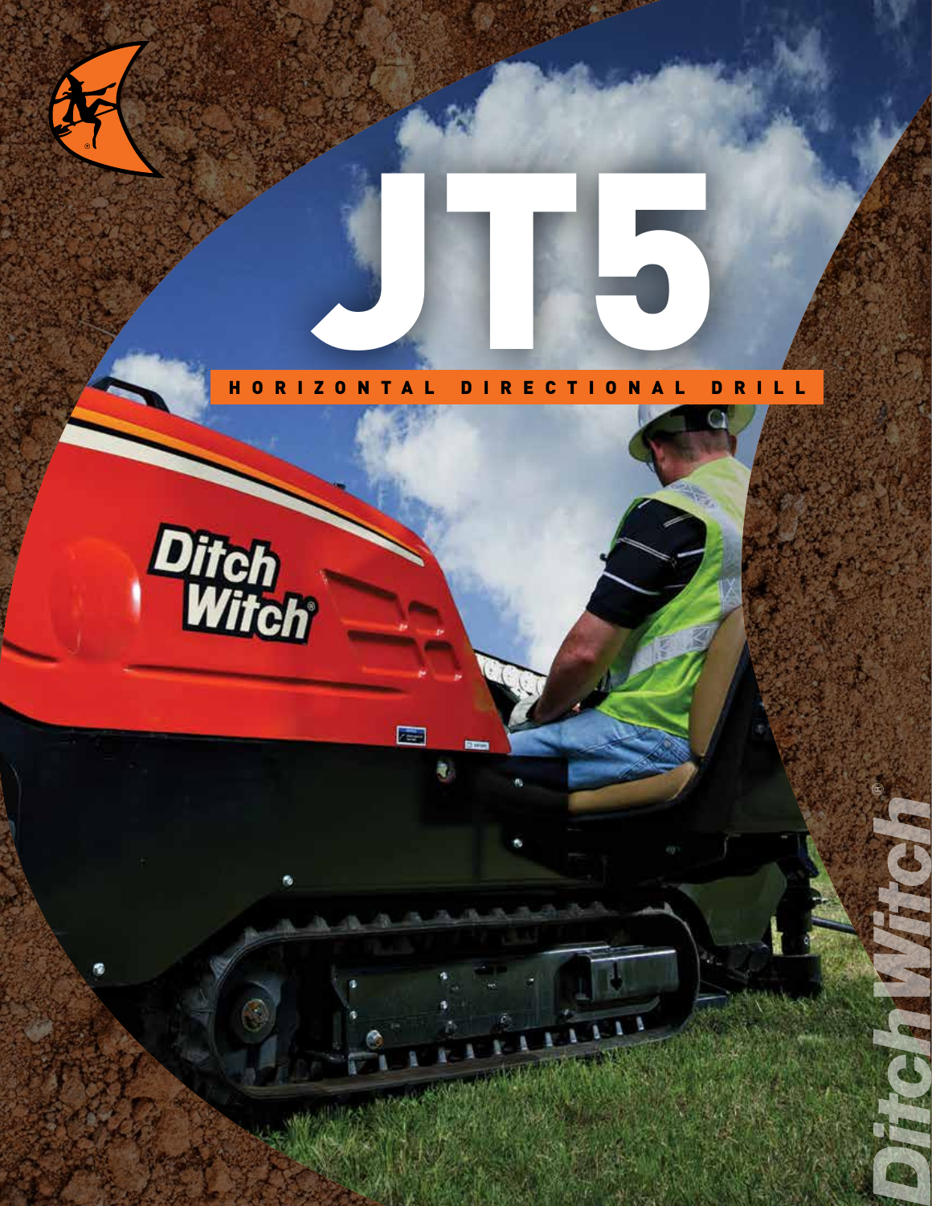# JT5

## HORIZONTAL DIRECTIONAL DRILL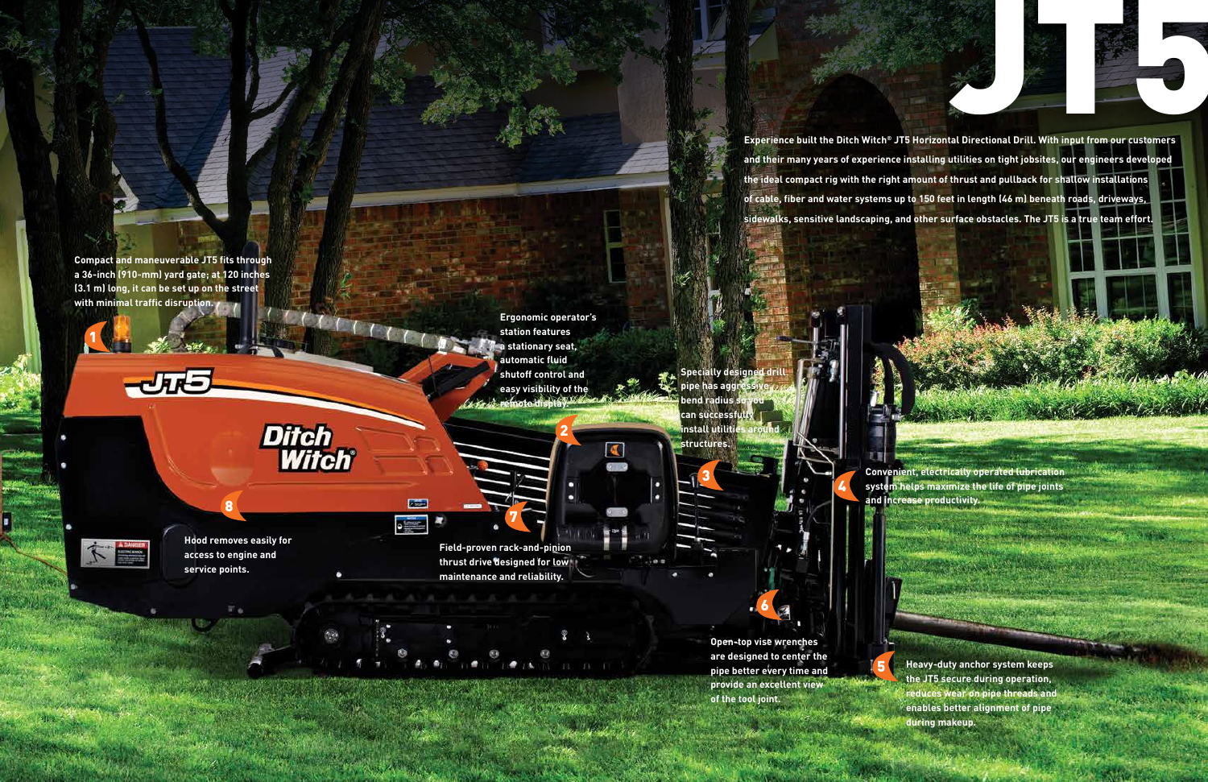# JT5

Experience built the Ditch Witch® JT5 Horizontal Directional Drill. With input from our customers and their many years of experience installing utilities on tight jobsites, our engineers developed the ideal compact rig with the right amount of thrust and pullback for shallow installations of cable, fiber and water systems up to 150 feet in length (46 m) beneath roads, driveways, sidewalks, sensitive landscaping, and other surface obstacles. The JT5 is a true team effort.

**1** Compact and maneuverable JT5 fits through a 36-inch (910-mm) yard gate; at 120 inches (3.1 m) long, it can be set up on the street with minimal traffic disruption.

**2** Ergonomic operator's station features a stationary seat, automatic fluid shutoff control and easy visibility of the remote display.

**3** Specially designed drill pipe has aggressive bend radius so you can successfully install utilities around structures.

**4** Convenient, electrically operated lubrication system helps maximize the life of pipe joints and increase productivity.

**5** Heavy-duty anchor system keeps the JT5 secure during operation, reduces wear on pipe threads and enables better alignment of pipe during makeup.

**6** Open-top vise wrenches are designed to center the pipe better every time and provide an excellent view of the tool joint.

**7** Field-proven rack-and-pinion thrust drive designed for low maintenance and reliability.

**8** Hood removes easily for access to engine and service points.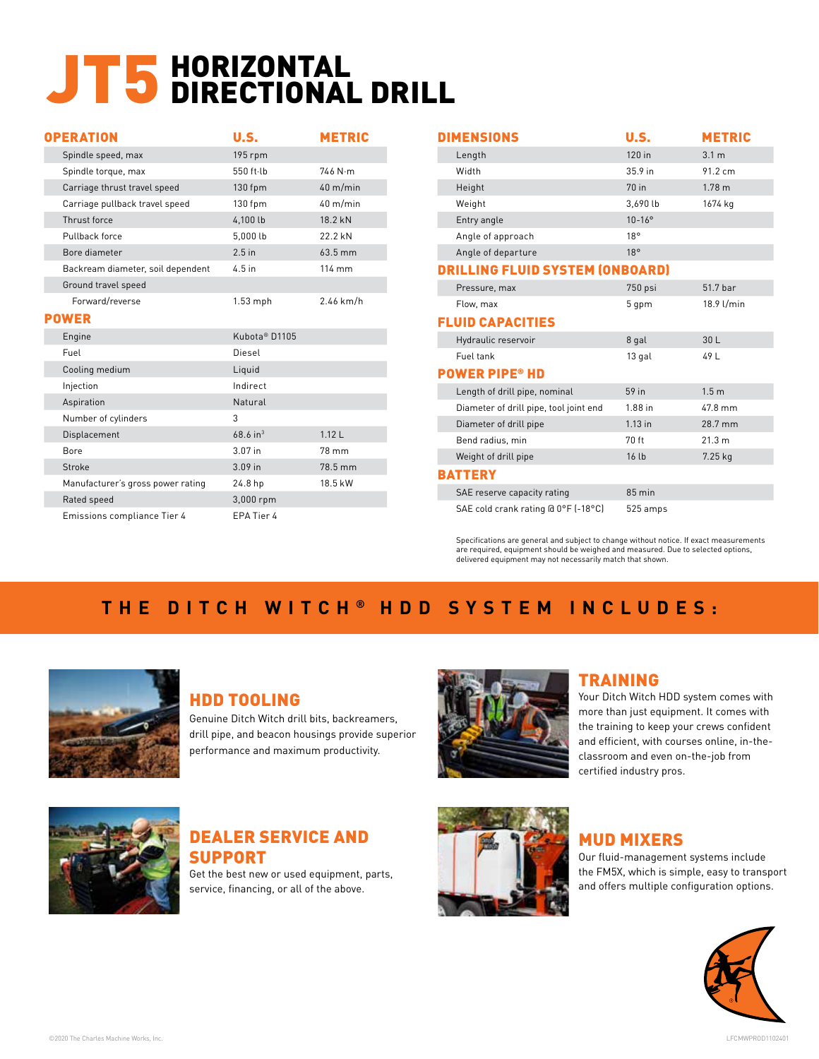# JT5 HORIZONTAL DIRECTIONAL DRILL

## OPERATION

| | U.S. | METRIC |
|---|---|---|
| Spindle speed, max | 195 rpm | |
| Spindle torque, max | 550 ft·lb | 746 N·m |
| Carriage thrust travel speed | 130 fpm | 40 m/min |
| Carriage pullback travel speed | 130 fpm | 40 m/min |
| Thrust force | 4,100 lb | 18.2 kN |
| Pullback force | 5,000 lb | 22.2 kN |
| Bore diameter | 2.5 in | 63.5 mm |
| Backream diameter, soil dependent | 4.5 in | 114 mm |
| Ground travel speed | | |
| Forward/reverse | 1.53 mph | 2.46 km/h |

## POWER

| | U.S. | METRIC |
|---|---|---|
| Engine | Kubota® D1105 | |
| Fuel | Diesel | |
| Cooling medium | Liquid | |
| Injection | Indirect | |
| Aspiration | Natural | |
| Number of cylinders | 3 | |
| Displacement | 68.6 in³ | 1.12 L |
| Bore | 3.07 in | 78 mm |
| Stroke | 3.09 in | 78.5 mm |
| Manufacturer's gross power rating | 24.8 hp | 18.5 kW |
| Rated speed | 3,000 rpm | |
| Emissions compliance Tier 4 | EPA Tier 4 | |

## DIMENSIONS

| | U.S. | METRIC |
|---|---|---|
| Length | 120 in | 3.1 m |
| Width | 35.9 in | 91.2 cm |
| Height | 70 in | 1.78 m |
| Weight | 3,690 lb | 1674 kg |
| Entry angle | 10-16° | |
| Angle of approach | 18° | |
| Angle of departure | 18° | |

## DRILLING FLUID SYSTEM (ONBOARD)

| | U.S. | METRIC |
|---|---|---|
| Pressure, max | 750 psi | 51.7 bar |
| Flow, max | 5 gpm | 18.9 l/min |

## FLUID CAPACITIES

| | U.S. | METRIC |
|---|---|---|
| Hydraulic reservoir | 8 gal | 30 L |
| Fuel tank | 13 gal | 49 L |

## POWER PIPE® HD

| | U.S. | METRIC |
|---|---|---|
| Length of drill pipe, nominal | 59 in | 1.5 m |
| Diameter of drill pipe, tool joint end | 1.88 in | 47.8 mm |
| Diameter of drill pipe | 1.13 in | 28.7 mm |
| Bend radius, min | 70 ft | 21.3 m |
| Weight of drill pipe | 16 lb | 7.25 kg |

## BATTERY

| | U.S. | METRIC |
|---|---|---|
| SAE reserve capacity rating | 85 min | |
| SAE cold crank rating @ 0°F (-18°C) | 525 amps | |

Specifications are general and subject to change without notice. If exact measurements are required, equipment should be weighed and measured. Due to selected options, delivered equipment may not necessarily match that shown.

## THE DITCH WITCH® HDD SYSTEM INCLUDES:

### HDD TOOLING

Genuine Ditch Witch drill bits, backreamers, drill pipe, and beacon housings provide superior performance and maximum productivity.

### TRAINING

Your Ditch Witch HDD system comes with more than just equipment. It comes with the training to keep your crews confident and efficient, with courses online, in-the-classroom and even on-the-job from certified industry pros.

### DEALER SERVICE AND SUPPORT

Get the best new or used equipment, parts, service, financing, or all of the above.

### MUD MIXERS

Our fluid-management systems include the FM5X, which is simple, easy to transport and offers multiple configuration options.

©2020 The Charles Machine Works, Inc.

LFCMWPROD1102401